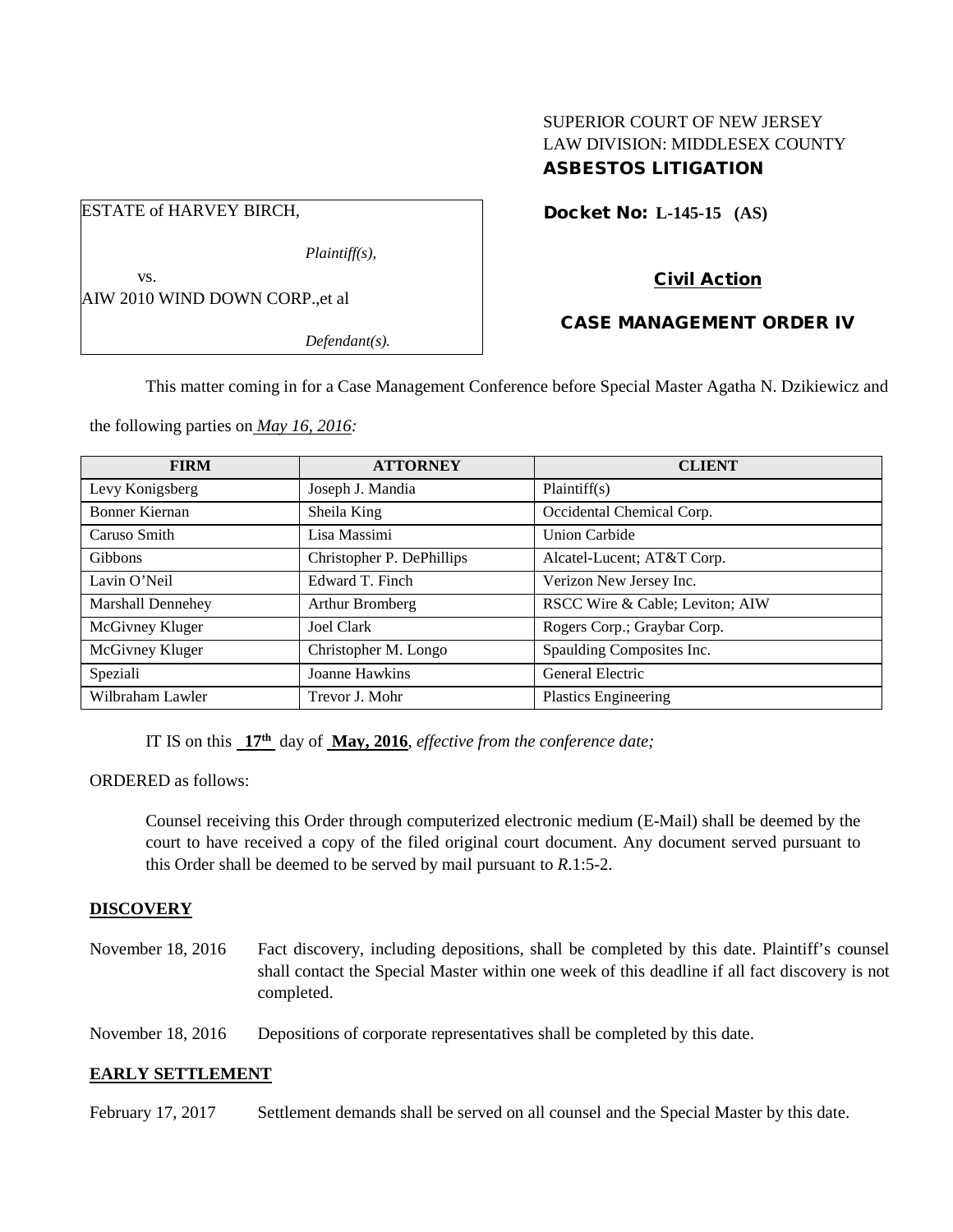SUPERIOR COURT OF NEW JERSEY
LAW DIVISION: MIDDLESEX COUNTY
**ASBESTOS LITIGATION**

ESTATE of HARVEY BIRCH,

*Plaintiff(s),*

vs.

AIW 2010 WIND DOWN CORP.,et al

*Defendant(s).*

**Docket No: L-145-15 (AS)**

**Civil Action**

**CASE MANAGEMENT ORDER IV**

This matter coming in for a Case Management Conference before Special Master Agatha N. Dzikiewicz and the following parties on *May 16, 2016:*

| FIRM | ATTORNEY | CLIENT |
|---|---|---|
| Levy Konigsberg | Joseph J. Mandia | Plaintiff(s) |
| Bonner Kiernan | Sheila King | Occidental Chemical Corp. |
| Caruso Smith | Lisa Massimi | Union Carbide |
| Gibbons | Christopher P. DePhillips | Alcatel-Lucent; AT&T Corp. |
| Lavin O'Neil | Edward T. Finch | Verizon New Jersey Inc. |
| Marshall Dennehey | Arthur Bromberg | RSCC Wire & Cable; Leviton; AIW |
| McGivney Kluger | Joel Clark | Rogers Corp.; Graybar Corp. |
| McGivney Kluger | Christopher M. Longo | Spaulding Composites Inc. |
| Speziali | Joanne Hawkins | General Electric |
| Wilbraham Lawler | Trevor J. Mohr | Plastics Engineering |

IT IS on this **17th** day of **May, 2016**, *effective from the conference date;*

ORDERED as follows:

Counsel receiving this Order through computerized electronic medium (E-Mail) shall be deemed by the court to have received a copy of the filed original court document. Any document served pursuant to this Order shall be deemed to be served by mail pursuant to *R*.1:5-2.

**DISCOVERY**

November 18, 2016 Fact discovery, including depositions, shall be completed by this date. Plaintiff's counsel shall contact the Special Master within one week of this deadline if all fact discovery is not completed.

November 18, 2016 Depositions of corporate representatives shall be completed by this date.

**EARLY SETTLEMENT**

February 17, 2017 Settlement demands shall be served on all counsel and the Special Master by this date.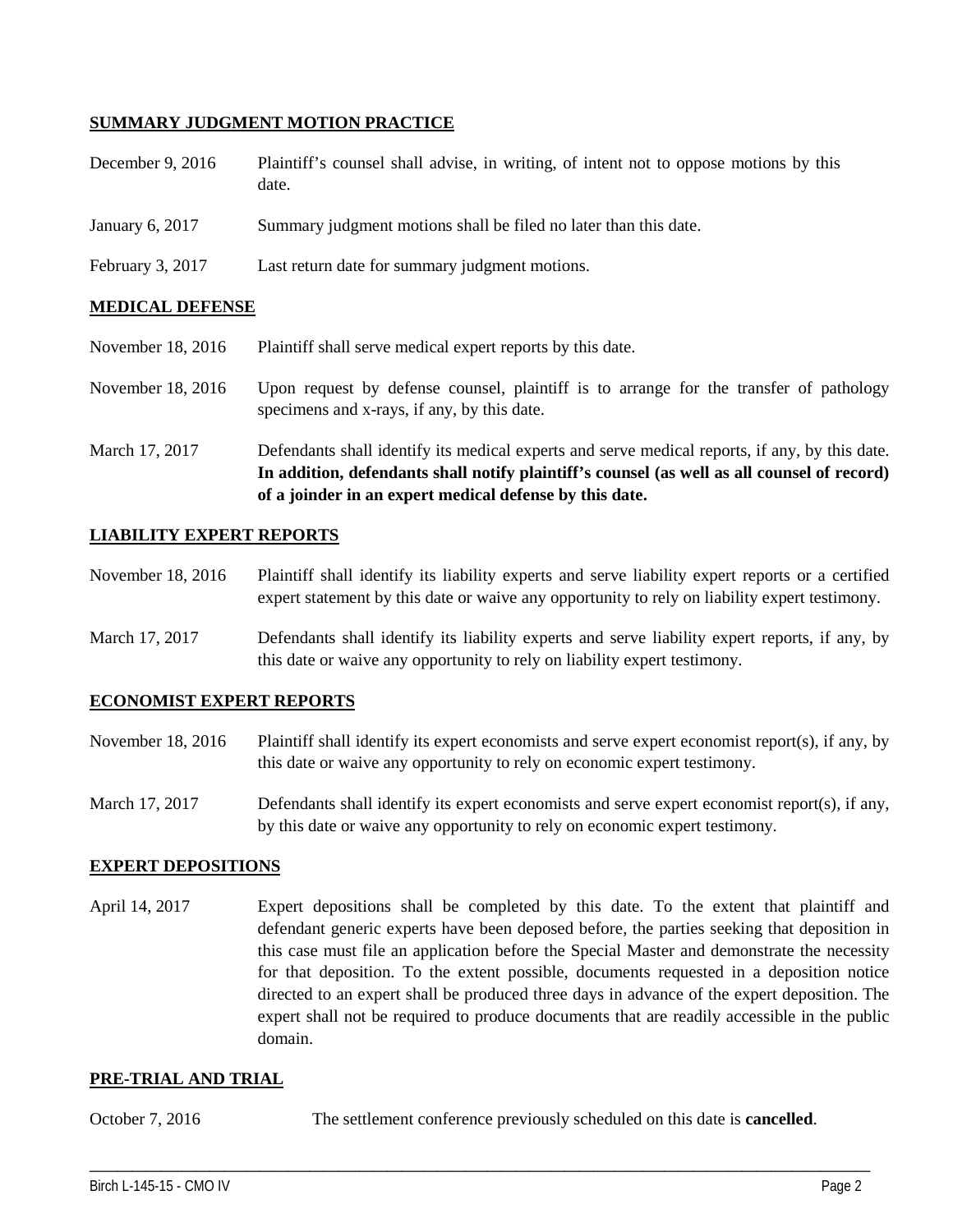**SUMMARY JUDGMENT MOTION PRACTICE**

| | |
|---|---|
| December 9, 2016 | Plaintiff's counsel shall advise, in writing, of intent not to oppose motions by this date. |
| January 6, 2017 | Summary judgment motions shall be filed no later than this date. |
| February 3, 2017 | Last return date for summary judgment motions. |

**MEDICAL DEFENSE**

| | |
|---|---|
| November 18, 2016 | Plaintiff shall serve medical expert reports by this date. |
| November 18, 2016 | Upon request by defense counsel, plaintiff is to arrange for the transfer of pathology specimens and x-rays, if any, by this date. |
| March 17, 2017 | Defendants shall identify its medical experts and serve medical reports, if any, by this date. **In addition, defendants shall notify plaintiff's counsel (as well as all counsel of record) of a joinder in an expert medical defense by this date.** |

**LIABILITY EXPERT REPORTS**

| | |
|---|---|
| November 18, 2016 | Plaintiff shall identify its liability experts and serve liability expert reports or a certified expert statement by this date or waive any opportunity to rely on liability expert testimony. |
| March 17, 2017 | Defendants shall identify its liability experts and serve liability expert reports, if any, by this date or waive any opportunity to rely on liability expert testimony. |

**ECONOMIST EXPERT REPORTS**

| | |
|---|---|
| November 18, 2016 | Plaintiff shall identify its expert economists and serve expert economist report(s), if any, by this date or waive any opportunity to rely on economic expert testimony. |
| March 17, 2017 | Defendants shall identify its expert economists and serve expert economist report(s), if any, by this date or waive any opportunity to rely on economic expert testimony. |

**EXPERT DEPOSITIONS**

| | |
|---|---|
| April 14, 2017 | Expert depositions shall be completed by this date. To the extent that plaintiff and defendant generic experts have been deposed before, the parties seeking that deposition in this case must file an application before the Special Master and demonstrate the necessity for that deposition. To the extent possible, documents requested in a deposition notice directed to an expert shall be produced three days in advance of the expert deposition. The expert shall not be required to produce documents that are readily accessible in the public domain. |

**PRE-TRIAL AND TRIAL**

| | |
|---|---|
| October 7, 2016 | The settlement conference previously scheduled on this date is **cancelled**. |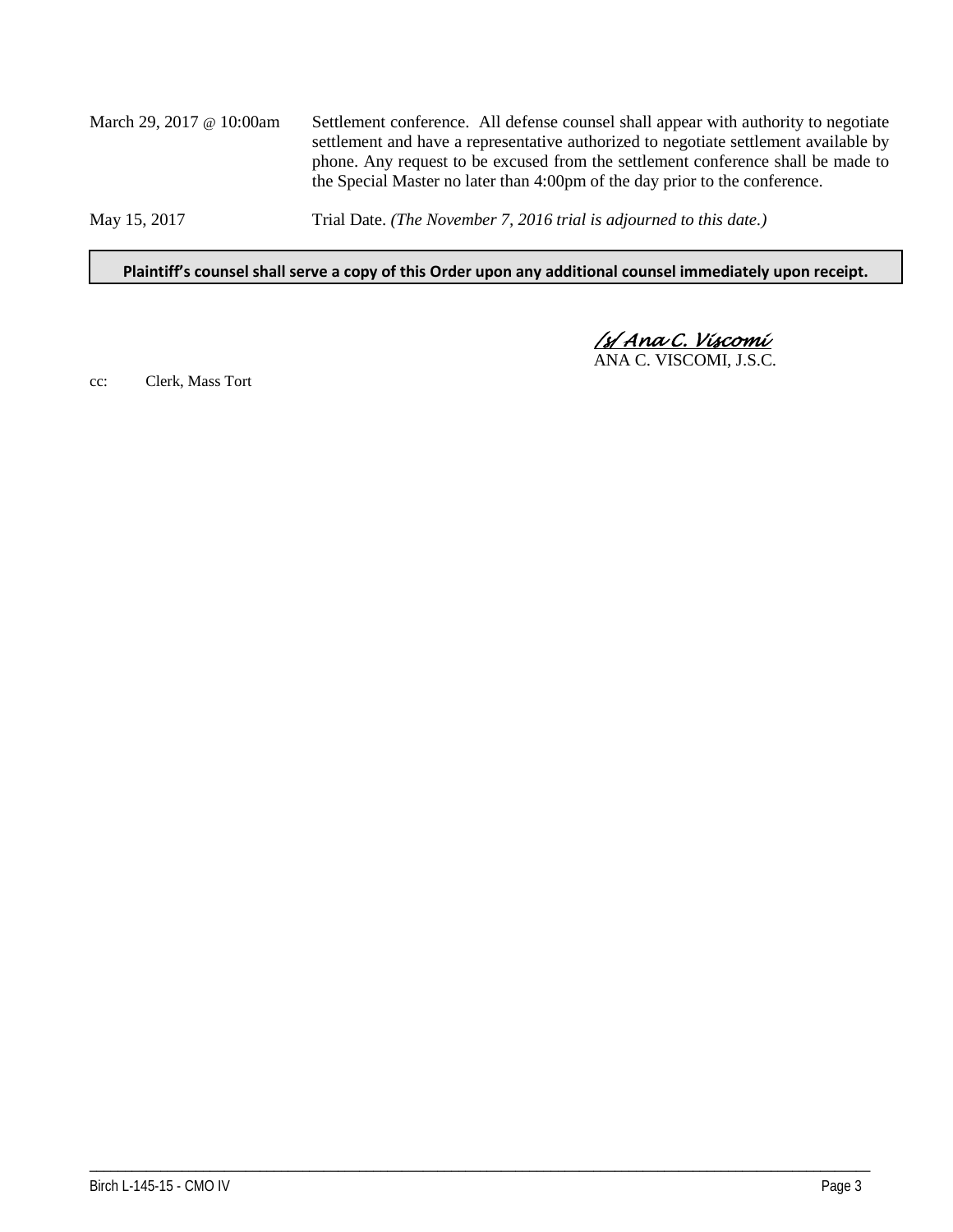| | |
|---|---|
| March 29, 2017 @ 10:00am | Settlement conference. All defense counsel shall appear with authority to negotiate settlement and have a representative authorized to negotiate settlement available by phone. Any request to be excused from the settlement conference shall be made to the Special Master no later than 4:00pm of the day prior to the conference. |
| May 15, 2017 | Trial Date. *(The November 7, 2016 trial is adjourned to this date.)* |

**Plaintiff's counsel shall serve a copy of this Order upon any additional counsel immediately upon receipt.**

*/s/ Ana C. Viscomi*
ANA C. VISCOMI, J.S.C.

cc: Clerk, Mass Tort